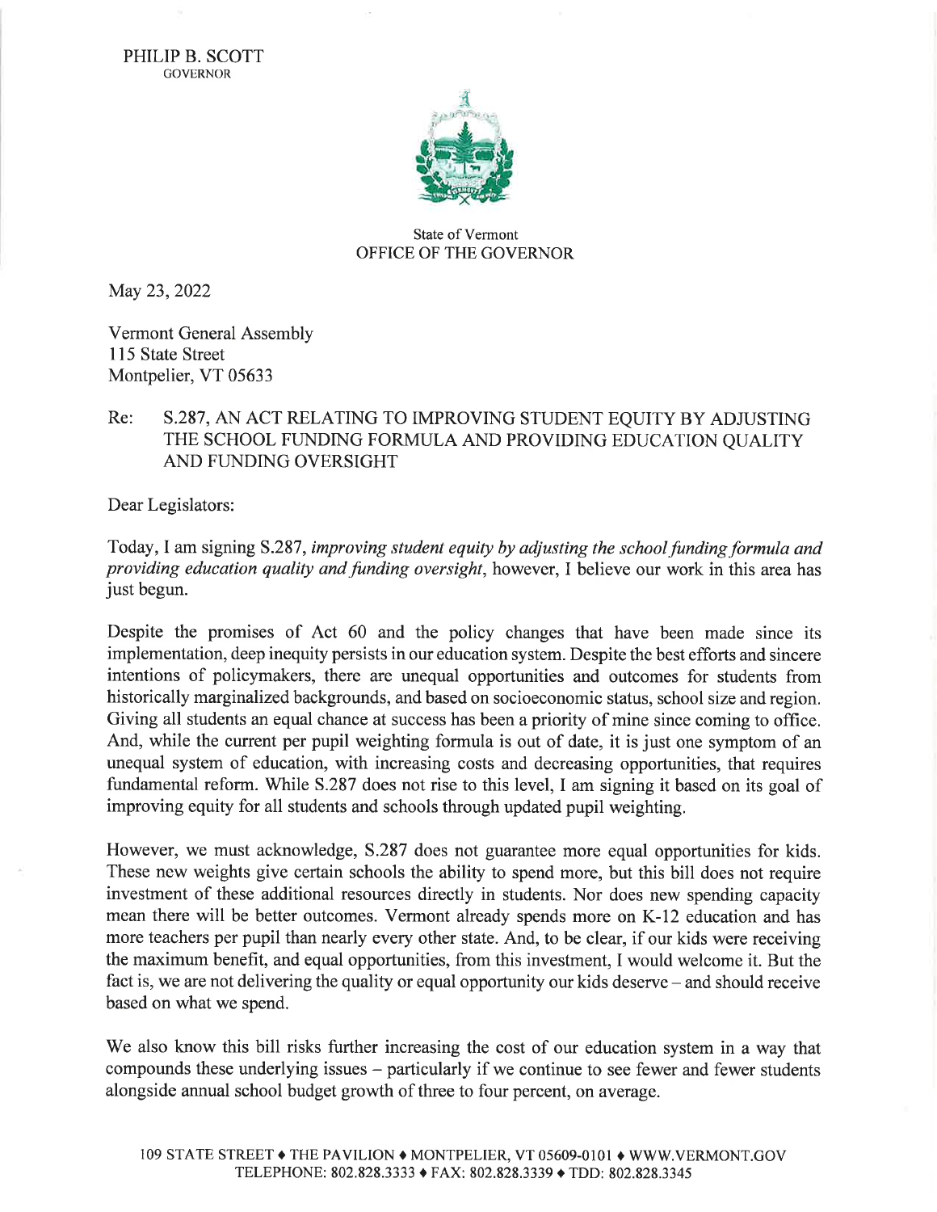PHILIP B. SCOTT
GOVERNOR

State of Vermont
OFFICE OF THE GOVERNOR

May 23, 2022

Vermont General Assembly
115 State Street
Montpelier, VT 05633

Re: S.287, AN ACT RELATING TO IMPROVING STUDENT EQUITY BY ADJUSTING THE SCHOOL FUNDING FORMULA AND PROVIDING EDUCATION QUALITY AND FUNDING OVERSIGHT

Dear Legislators:

Today, I am signing S.287, *improving student equity by adjusting the school funding formula and providing education quality and funding oversight*, however, I believe our work in this area has just begun.

Despite the promises of Act 60 and the policy changes that have been made since its implementation, deep inequity persists in our education system. Despite the best efforts and sincere intentions of policymakers, there are unequal opportunities and outcomes for students from historically marginalized backgrounds, and based on socioeconomic status, school size and region. Giving all students an equal chance at success has been a priority of mine since coming to office. And, while the current per pupil weighting formula is out of date, it is just one symptom of an unequal system of education, with increasing costs and decreasing opportunities, that requires fundamental reform. While S.287 does not rise to this level, I am signing it based on its goal of improving equity for all students and schools through updated pupil weighting.

However, we must acknowledge, S.287 does not guarantee more equal opportunities for kids. These new weights give certain schools the ability to spend more, but this bill does not require investment of these additional resources directly in students. Nor does new spending capacity mean there will be better outcomes. Vermont already spends more on K-12 education and has more teachers per pupil than nearly every other state. And, to be clear, if our kids were receiving the maximum benefit, and equal opportunities, from this investment, I would welcome it. But the fact is, we are not delivering the quality or equal opportunity our kids deserve – and should receive based on what we spend.

We also know this bill risks further increasing the cost of our education system in a way that compounds these underlying issues – particularly if we continue to see fewer and fewer students alongside annual school budget growth of three to four percent, on average.

109 STATE STREET ♦ THE PAVILION ♦ MONTPELIER, VT 05609-0101 ♦ WWW.VERMONT.GOV
TELEPHONE: 802.828.3333 ♦ FAX: 802.828.3339 ♦ TDD: 802.828.3345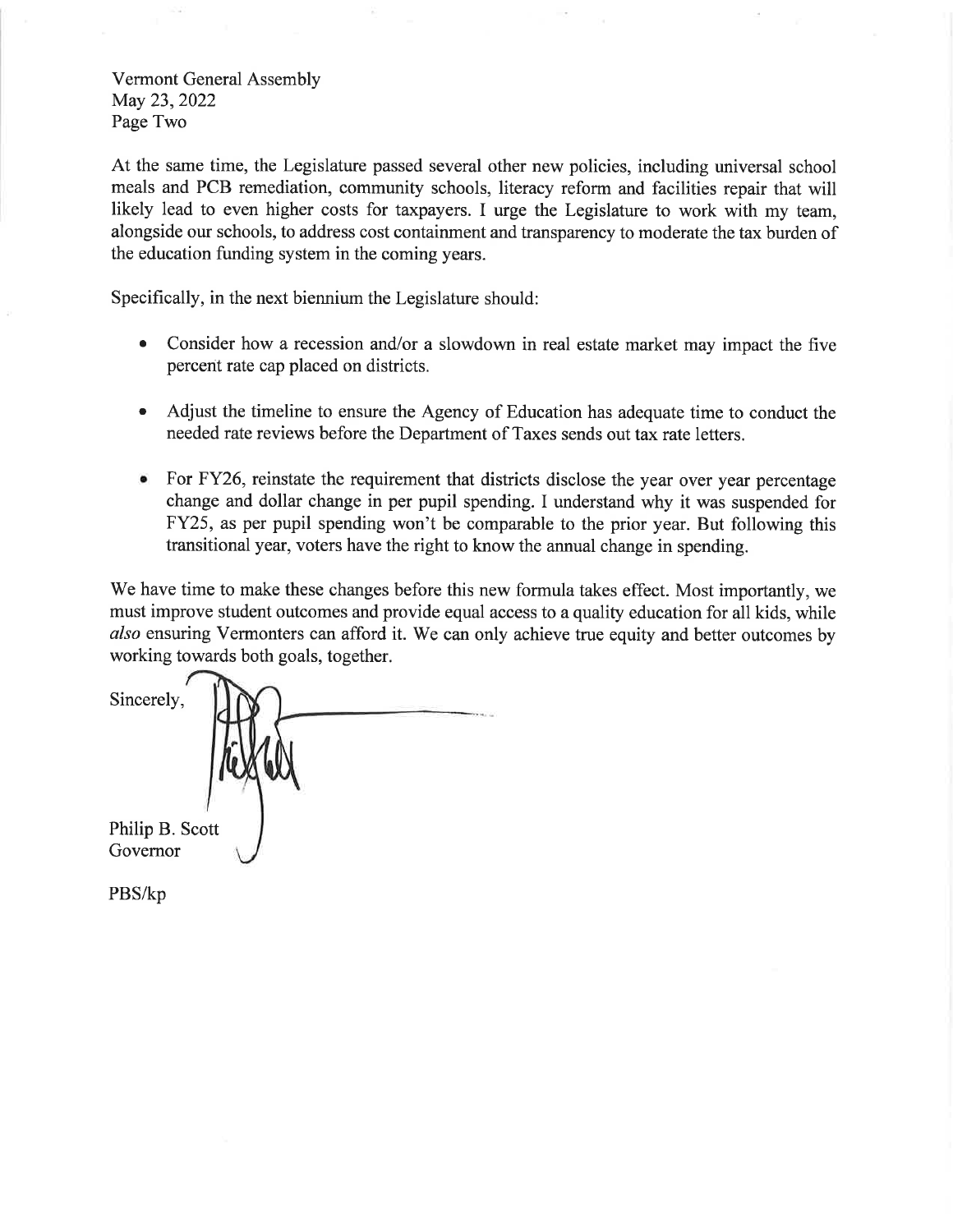At the same time, the Legislature passed several other new policies, including universal school meals and PCB remediation, community schools, literacy reform and facilities repair that will likely lead to even higher costs for taxpayers. I urge the Legislature to work with my team, alongside our schools, to address cost containment and transparency to moderate the tax burden of the education funding system in the coming years.

Specifically, in the next biennium the Legislature should:

- Consider how a recession and/or a slowdown in real estate market may impact the five percent rate cap placed on districts.
- Adjust the timeline to ensure the Agency of Education has adequate time to conduct the needed rate reviews before the Department of Taxes sends out tax rate letters.
- For FY26, reinstate the requirement that districts disclose the year over year percentage change and dollar change in per pupil spending. I understand why it was suspended for FY25, as per pupil spending won't be comparable to the prior year. But following this transitional year, voters have the right to know the annual change in spending.

We have time to make these changes before this new formula takes effect. Most importantly, we must improve student outcomes and provide equal access to a quality education for all kids, while *also* ensuring Vermonters can afford it. We can only achieve true equity and better outcomes by working towards both goals, together.

Sincerely,

Philip B. Scott
Governor

PBS/kp